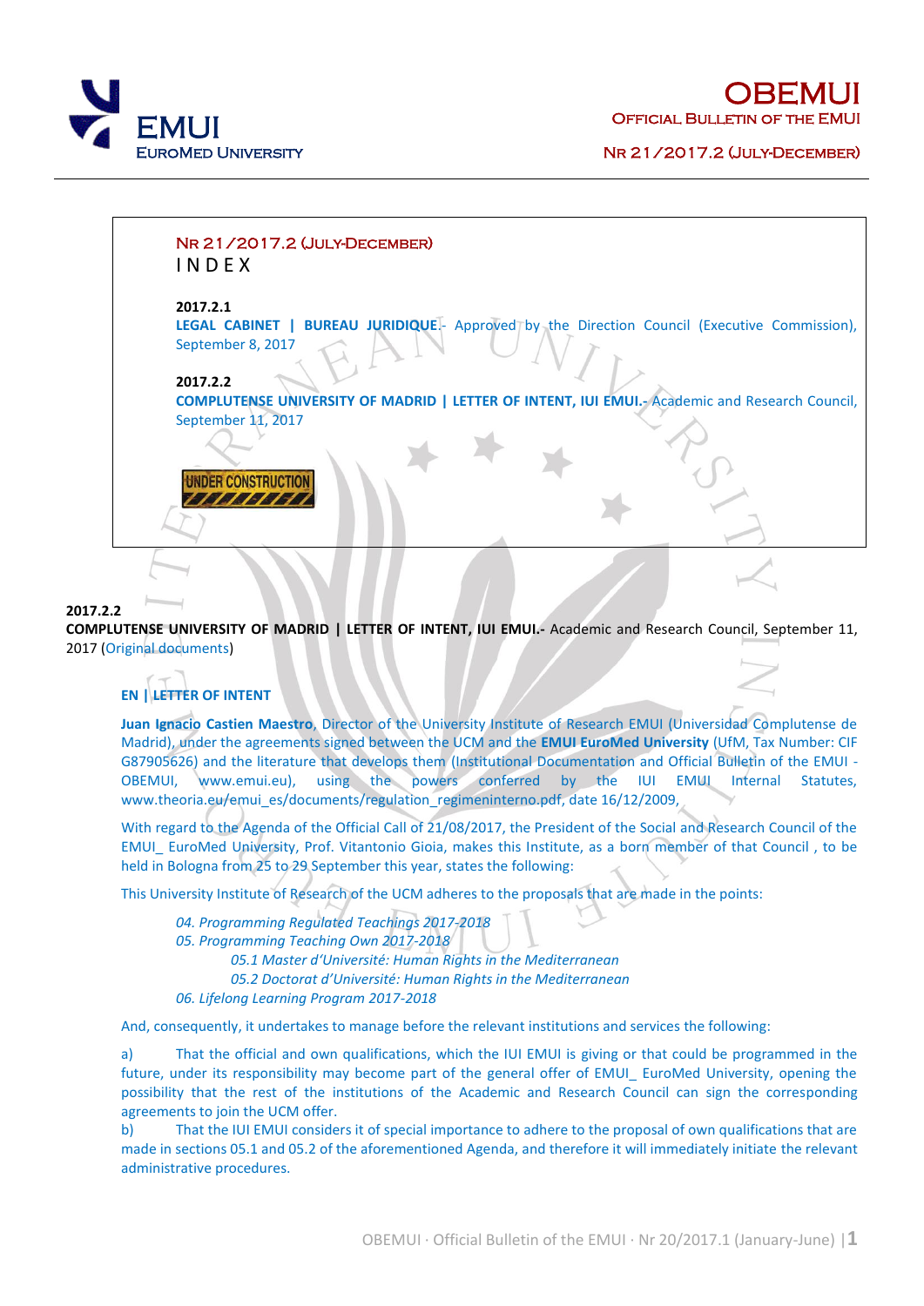# OBEMUI

OFFICIAL BULLETIN OF THE EMUI

NR 21/2017.2 (JULY-DECEMBER)

## NR 21/2017.2 (JULY-DECEMBER)

## INDEX

**2017.2.1**
**LEGAL CABINET | BUREAU JURIDIQUE.**- Approved by the Direction Council (Executive Commission), September 8, 2017

**2017.2.2**
**COMPLUTENSE UNIVERSITY OF MADRID | LETTER OF INTENT, IUI EMUI.**- Academic and Research Council, September 11, 2017

UNDER CONSTRUCTION

### 2017.2.2

**COMPLUTENSE UNIVERSITY OF MADRID | LETTER OF INTENT, IUI EMUI.**- Academic and Research Council, September 11, 2017 (Original documents)

#### EN | LETTER OF INTENT

**Juan Ignacio Castien Maestro**, Director of the University Institute of Research EMUI (Universidad Complutense de Madrid), under the agreements signed between the UCM and the **EMUI EuroMed University** (UfM, Tax Number: CIF G87905626) and the literature that develops them (Institutional Documentation and Official Bulletin of the EMUI - OBEMUI, www.emui.eu), using the powers conferred by the IUI EMUI Internal Statutes, www.theoria.eu/emui_es/documents/regulation_regimeninterno.pdf, date 16/12/2009,

With regard to the Agenda of the Official Call of 21/08/2017, the President of the Social and Research Council of the EMUI_ EuroMed University, Prof. Vitantonio Gioia, makes this Institute, as a born member of that Council , to be held in Bologna from 25 to 29 September this year, states the following:

This University Institute of Research of the UCM adheres to the proposals that are made in the points:

*04. Programming Regulated Teachings 2017-2018*
*05. Programming Teaching Own 2017-2018*
  *05.1 Master d'Université: Human Rights in the Mediterranean*
  *05.2 Doctorat d'Université: Human Rights in the Mediterranean*
*06. Lifelong Learning Program 2017-2018*

And, consequently, it undertakes to manage before the relevant institutions and services the following:

a) That the official and own qualifications, which the IUI EMUI is giving or that could be programmed in the future, under its responsibility may become part of the general offer of EMUI_ EuroMed University, opening the possibility that the rest of the institutions of the Academic and Research Council can sign the corresponding agreements to join the UCM offer.

b) That the IUI EMUI considers it of special importance to adhere to the proposal of own qualifications that are made in sections 05.1 and 05.2 of the aforementioned Agenda, and therefore it will immediately initiate the relevant administrative procedures.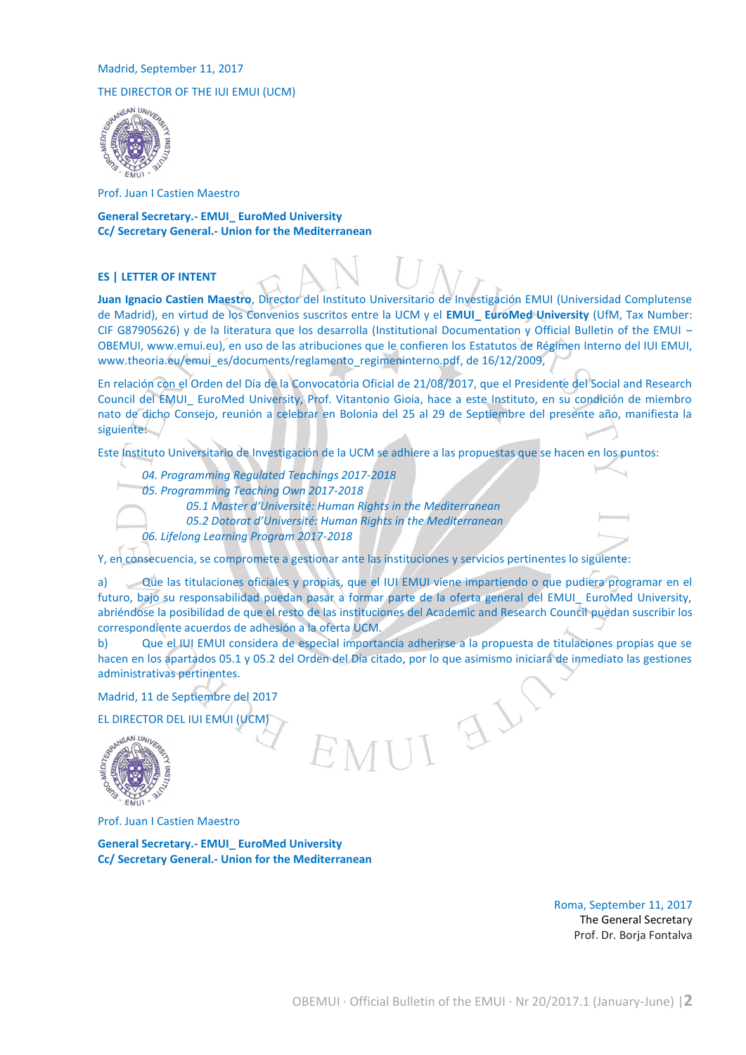Madrid, September 11, 2017

THE DIRECTOR OF THE IUI EMUI (UCM)

Prof. Juan I Castien Maestro

**General Secretary.- EMUI_ EuroMed University**
**Cc/ Secretary General.- Union for the Mediterranean**

## ES | LETTER OF INTENT

**Juan Ignacio Castien Maestro**, Director del Instituto Universitario de Investigación EMUI (Universidad Complutense de Madrid), en virtud de los Convenios suscritos entre la UCM y el **EMUI_ EuroMed University** (UfM, Tax Number: CIF G87905626) y de la literatura que los desarrolla (Institutional Documentation y Official Bulletin of the EMUI – OBEMUI, www.emui.eu), en uso de las atribuciones que le confieren los Estatutos de Régimen Interno del IUI EMUI, www.theoria.eu/emui_es/documents/reglamento_regimeninterno.pdf, de 16/12/2009,

En relación con el Orden del Día de la Convocatoria Oficial de 21/08/2017, que el Presidente del Social and Research Council del EMUI_ EuroMed University, Prof. Vitantonio Gioia, hace a este Instituto, en su condición de miembro nato de dicho Consejo, reunión a celebrar en Bolonia del 25 al 29 de Septiembre del presente año, manifiesta la siguiente:

Este Instituto Universitario de Investigación de la UCM se adhiere a las propuestas que se hacen en los puntos:

- *04. Programming Regulated Teachings 2017-2018*
- *05. Programming Teaching Own 2017-2018*
  - *05.1 Master d'Université: Human Rights in the Mediterranean*
  - *05.2 Dotorat d'Université: Human Rights in the Mediterranean*
- *06. Lifelong Learning Program 2017-2018*

Y, en consecuencia, se compromete a gestionar ante las instituciones y servicios pertinentes lo siguiente:

a) Que las titulaciones oficiales y propias, que el IUI EMUI viene impartiendo o que pudiera programar en el futuro, bajo su responsabilidad puedan pasar a formar parte de la oferta general del EMUI_ EuroMed University, abriéndose la posibilidad de que el resto de las instituciones del Academic and Research Council puedan suscribir los correspondiente acuerdos de adhesión a la oferta UCM.

b) Que el IUI EMUI considera de especial importancia adherirse a la propuesta de titulaciones propias que se hacen en los apartados 05.1 y 05.2 del Orden del Día citado, por lo que asimismo iniciará de inmediato las gestiones administrativas pertinentes.

Madrid, 11 de Septiembre del 2017

EL DIRECTOR DEL IUI EMUI (UCM)

Prof. Juan I Castien Maestro

**General Secretary.- EMUI_ EuroMed University**
**Cc/ Secretary General.- Union for the Mediterranean**

Roma, September 11, 2017
The General Secretary
Prof. Dr. Borja Fontalva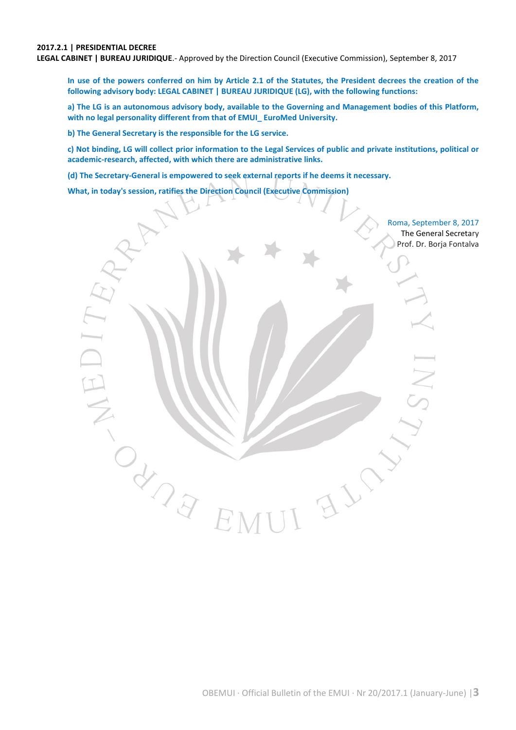**2017.2.1 | PRESIDENTIAL DECREE**

**LEGAL CABINET | BUREAU JURIDIQUE**.- Approved by the Direction Council (Executive Commission), September 8, 2017

**In use of the powers conferred on him by Article 2.1 of the Statutes, the President decrees the creation of the following advisory body: LEGAL CABINET | BUREAU JURIDIQUE (LG), with the following functions:**

**a) The LG is an autonomous advisory body, available to the Governing and Management bodies of this Platform, with no legal personality different from that of EMUI_ EuroMed University.**

**b) The General Secretary is the responsible for the LG service.**

**c) Not binding, LG will collect prior information to the Legal Services of public and private institutions, political or academic-research, affected, with which there are administrative links.**

**(d) The Secretary-General is empowered to seek external reports if he deems it necessary.**

**What, in today's session, ratifies the Direction Council (Executive Commission)**

Roma, September 8, 2017
The General Secretary
Prof. Dr. Borja Fontalva